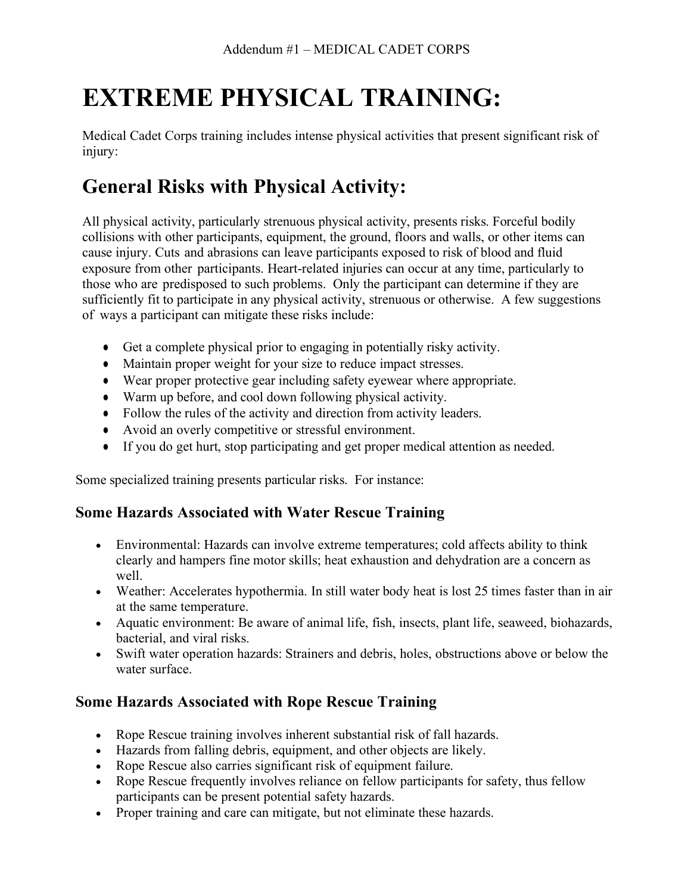Addendum #1 – MEDICAL CADET CORPS

# EXTREME PHYSICAL TRAINING:

Medical Cadet Corps training includes intense physical activities that present significant risk of injury:

## General Risks with Physical Activity:

All physical activity, particularly strenuous physical activity, presents risks. Forceful bodily collisions with other participants, equipment, the ground, floors and walls, or other items can cause injury. Cuts and abrasions can leave participants exposed to risk of blood and fluid exposure from other participants. Heart-related injuries can occur at any time, particularly to those who are predisposed to such problems. Only the participant can determine if they are sufficiently fit to participate in any physical activity, strenuous or otherwise. A few suggestions of ways a participant can mitigate these risks include:

- Get a complete physical prior to engaging in potentially risky activity.
- Maintain proper weight for your size to reduce impact stresses.
- Wear proper protective gear including safety eyewear where appropriate.
- Warm up before, and cool down following physical activity.
- Follow the rules of the activity and direction from activity leaders.
- Avoid an overly competitive or stressful environment.
- If you do get hurt, stop participating and get proper medical attention as needed.

Some specialized training presents particular risks. For instance:

### Some Hazards Associated with Water Rescue Training

- Environmental: Hazards can involve extreme temperatures; cold affects ability to think clearly and hampers fine motor skills; heat exhaustion and dehydration are a concern as well.
- Weather: Accelerates hypothermia. In still water body heat is lost 25 times faster than in air at the same temperature.
- Aquatic environment: Be aware of animal life, fish, insects, plant life, seaweed, biohazards, bacterial, and viral risks.
- Swift water operation hazards: Strainers and debris, holes, obstructions above or below the water surface.

### Some Hazards Associated with Rope Rescue Training

- Rope Rescue training involves inherent substantial risk of fall hazards.
- Hazards from falling debris, equipment, and other objects are likely.
- Rope Rescue also carries significant risk of equipment failure.
- Rope Rescue frequently involves reliance on fellow participants for safety, thus fellow participants can be present potential safety hazards.
- Proper training and care can mitigate, but not eliminate these hazards.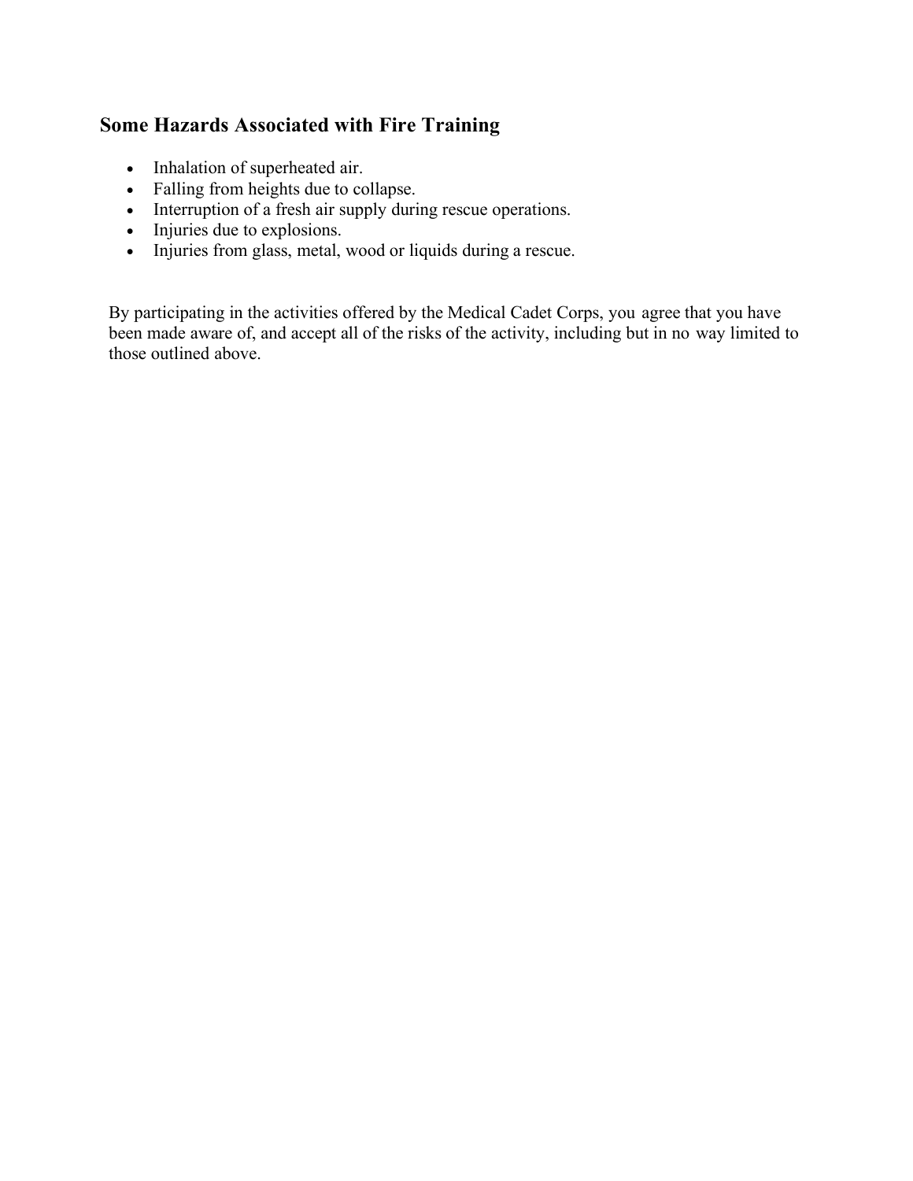## Some Hazards Associated with Fire Training

- Inhalation of superheated air.
- Falling from heights due to collapse.
- Interruption of a fresh air supply during rescue operations.
- Injuries due to explosions.
- Injuries from glass, metal, wood or liquids during a rescue.

By participating in the activities offered by the Medical Cadet Corps, you agree that you have been made aware of, and accept all of the risks of the activity, including but in no way limited to those outlined above.